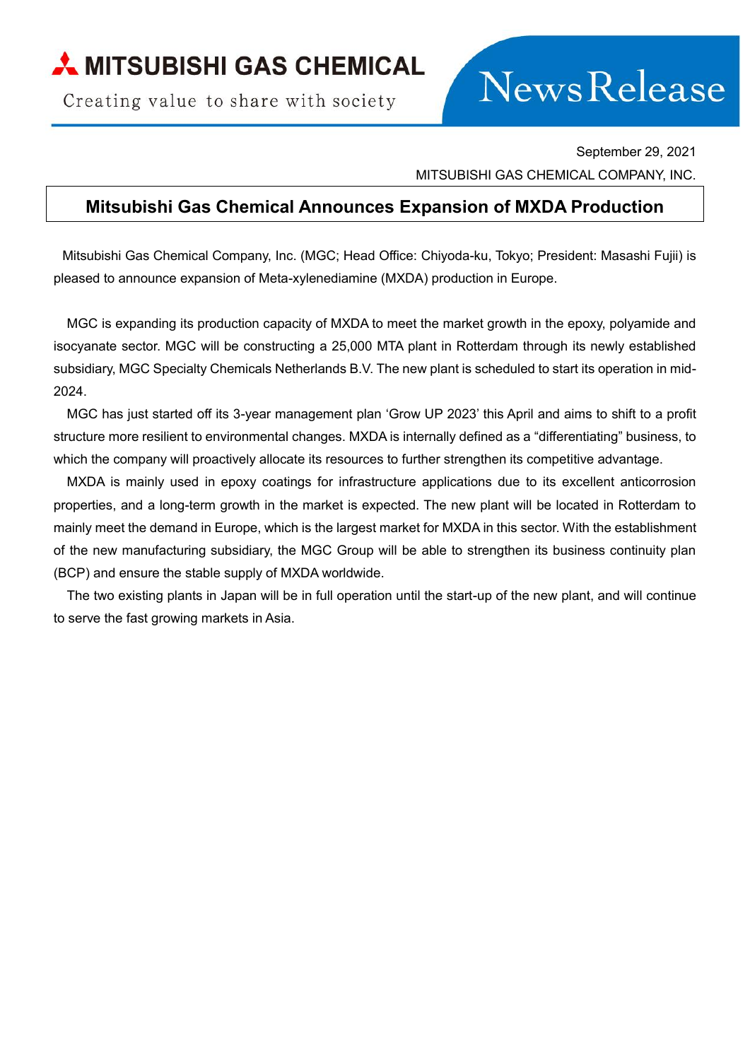MITSUBISHI GAS CHEMICAL

Creating value to share with society

News Release

September 29, 2021

MITSUBISHI GAS CHEMICAL COMPANY, INC.

# Mitsubishi Gas Chemical Announces Expansion of MXDA Production

Mitsubishi Gas Chemical Company, Inc. (MGC; Head Office: Chiyoda-ku, Tokyo; President: Masashi Fujii) is pleased to announce expansion of Meta-xylenediamine (MXDA) production in Europe.

MGC is expanding its production capacity of MXDA to meet the market growth in the epoxy, polyamide and isocyanate sector. MGC will be constructing a 25,000 MTA plant in Rotterdam through its newly established subsidiary, MGC Specialty Chemicals Netherlands B.V. The new plant is scheduled to start its operation in mid-2024.

MGC has just started off its 3-year management plan 'Grow UP 2023' this April and aims to shift to a profit structure more resilient to environmental changes. MXDA is internally defined as a "differentiating" business, to which the company will proactively allocate its resources to further strengthen its competitive advantage.

MXDA is mainly used in epoxy coatings for infrastructure applications due to its excellent anticorrosion properties, and a long-term growth in the market is expected. The new plant will be located in Rotterdam to mainly meet the demand in Europe, which is the largest market for MXDA in this sector. With the establishment of the new manufacturing subsidiary, the MGC Group will be able to strengthen its business continuity plan (BCP) and ensure the stable supply of MXDA worldwide.

The two existing plants in Japan will be in full operation until the start-up of the new plant, and will continue to serve the fast growing markets in Asia.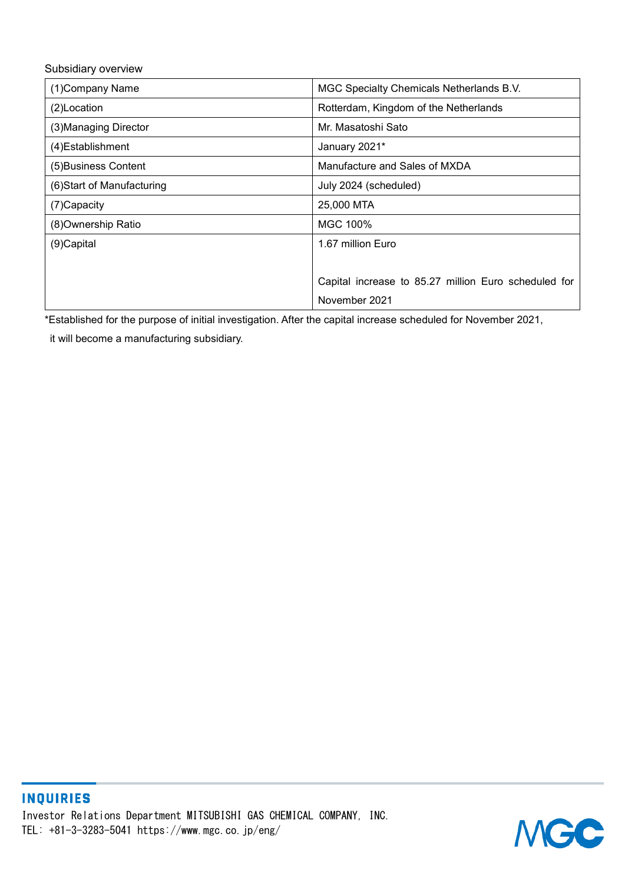Subsidiary overview

| | |
|---|---|
| (1)Company Name | MGC Specialty Chemicals Netherlands B.V. |
| (2)Location | Rotterdam, Kingdom of the Netherlands |
| (3)Managing Director | Mr. Masatoshi Sato |
| (4)Establishment | January 2021* |
| (5)Business Content | Manufacture and Sales of MXDA |
| (6)Start of Manufacturing | July 2024 (scheduled) |
| (7)Capacity | 25,000 MTA |
| (8)Ownership Ratio | MGC 100% |
| (9)Capital | 1.67 million Euro<br><br>Capital increase to 85.27 million Euro scheduled for November 2021 |

*Established for the purpose of initial investigation. After the capital increase scheduled for November 2021, it will become a manufacturing subsidiary.

**INQUIRIES**

Investor Relations Department MITSUBISHI GAS CHEMICAL COMPANY, INC.
TEL: +81-3-3283-5041 https://www.mgc.co.jp/eng/

MGC